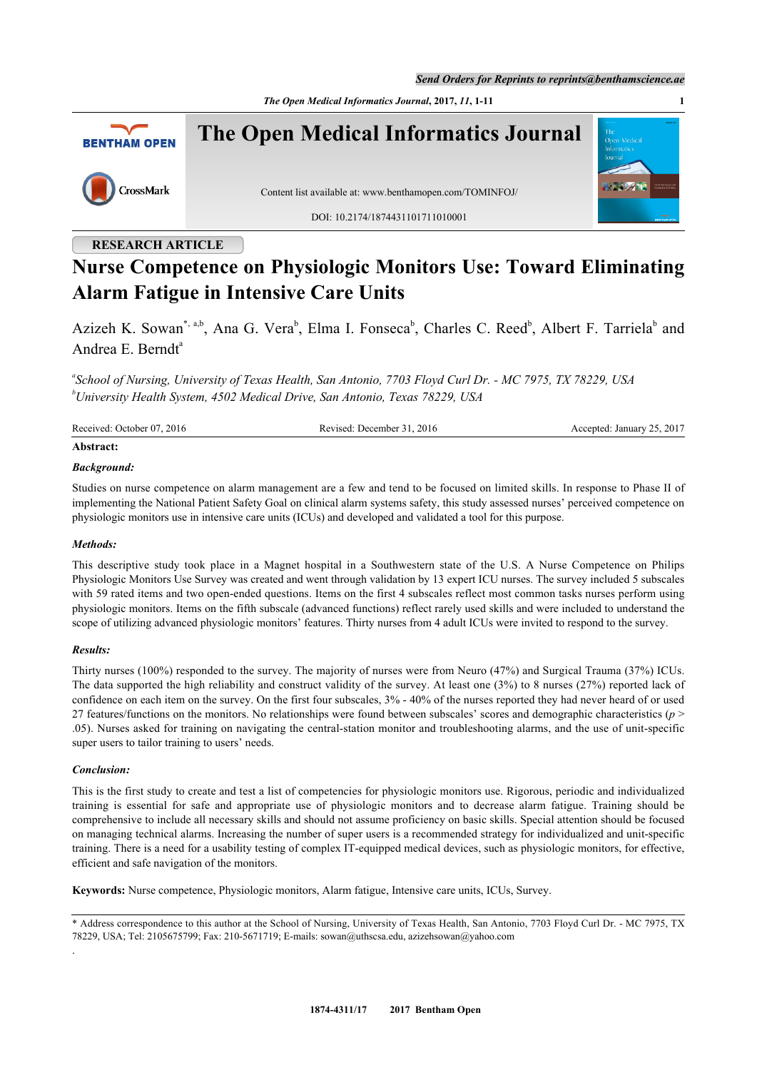RESEARCH ARTICLE

# Nurse Competence on Physiologic Monitors Use: Toward Eliminating Alarm Fatigue in Intensive Care Units

Azizeh K. Sowan[*, a,b], Ana G. Vera[b], Elma I. Fonseca[b], Charles C. Reed[b], Albert F. Tarriela[b] and Andrea E. Berndt[a]

[a]*School of Nursing, University of Texas Health, San Antonio, 7703 Floyd Curl Dr. - MC 7975, TX 78229, USA*
[b]*University Health System, 4502 Medical Drive, San Antonio, Texas 78229, USA*

Received: October 07, 2016 Revised: December 31, 2016 Accepted: January 25, 2017

**Abstract:**

***Background:***

Studies on nurse competence on alarm management are a few and tend to be focused on limited skills. In response to Phase II of implementing the National Patient Safety Goal on clinical alarm systems safety, this study assessed nurses' perceived competence on physiologic monitors use in intensive care units (ICUs) and developed and validated a tool for this purpose.

***Methods:***

This descriptive study took place in a Magnet hospital in a Southwestern state of the U.S. A Nurse Competence on Philips Physiologic Monitors Use Survey was created and went through validation by 13 expert ICU nurses. The survey included 5 subscales with 59 rated items and two open-ended questions. Items on the first 4 subscales reflect most common tasks nurses perform using physiologic monitors. Items on the fifth subscale (advanced functions) reflect rarely used skills and were included to understand the scope of utilizing advanced physiologic monitors' features. Thirty nurses from 4 adult ICUs were invited to respond to the survey.

***Results:***

Thirty nurses (100%) responded to the survey. The majority of nurses were from Neuro (47%) and Surgical Trauma (37%) ICUs. The data supported the high reliability and construct validity of the survey. At least one (3%) to 8 nurses (27%) reported lack of confidence on each item on the survey. On the first four subscales, 3% - 40% of the nurses reported they had never heard of or used 27 features/functions on the monitors. No relationships were found between subscales' scores and demographic characteristics ($p > .05$). Nurses asked for training on navigating the central-station monitor and troubleshooting alarms, and the use of unit-specific super users to tailor training to users' needs.

***Conclusion:***

This is the first study to create and test a list of competencies for physiologic monitors use. Rigorous, periodic and individualized training is essential for safe and appropriate use of physiologic monitors and to decrease alarm fatigue. Training should be comprehensive to include all necessary skills and should not assume proficiency on basic skills. Special attention should be focused on managing technical alarms. Increasing the number of super users is a recommended strategy for individualized and unit-specific training. There is a need for a usability testing of complex IT-equipped medical devices, such as physiologic monitors, for effective, efficient and safe navigation of the monitors.

**Keywords:** Nurse competence, Physiologic monitors, Alarm fatigue, Intensive care units, ICUs, Survey.

---

\* Address correspondence to this author at the School of Nursing, University of Texas Health, San Antonio, 7703 Floyd Curl Dr. - MC 7975, TX 78229, USA; Tel: 2105675799; Fax: 210-5671719; E-mails: sowan@uthscsa.edu, azizehsowan@yahoo.com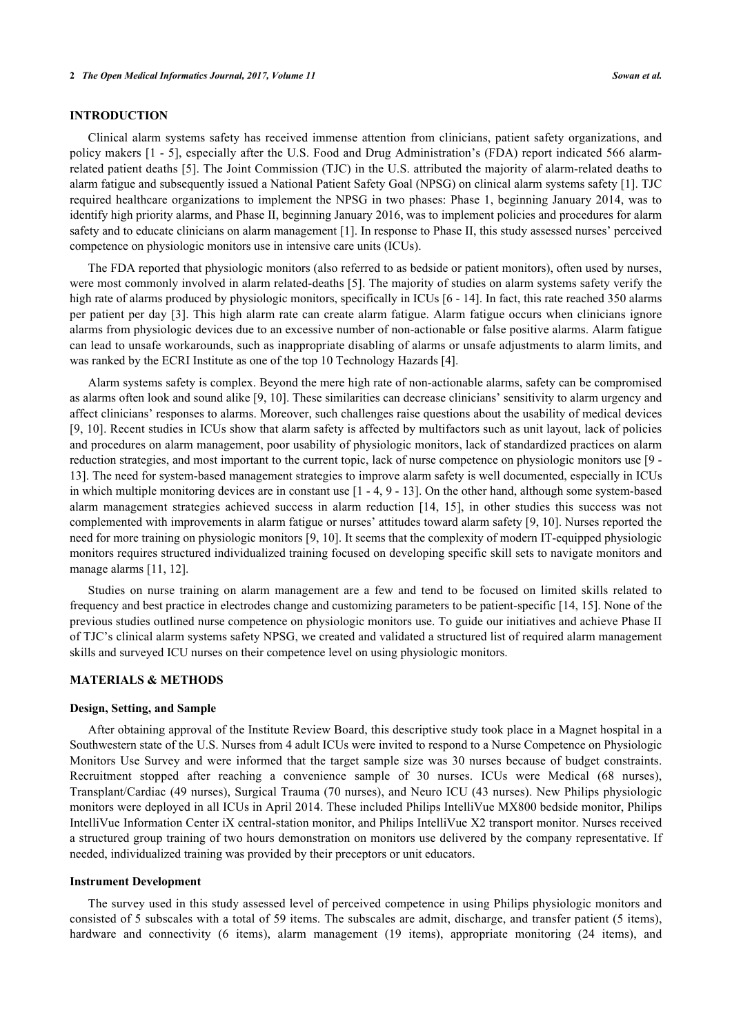## INTRODUCTION

Clinical alarm systems safety has received immense attention from clinicians, patient safety organizations, and policy makers [1 - 5], especially after the U.S. Food and Drug Administration's (FDA) report indicated 566 alarm-related patient deaths [5]. The Joint Commission (TJC) in the U.S. attributed the majority of alarm-related deaths to alarm fatigue and subsequently issued a National Patient Safety Goal (NPSG) on clinical alarm systems safety [1]. TJC required healthcare organizations to implement the NPSG in two phases: Phase 1, beginning January 2014, was to identify high priority alarms, and Phase II, beginning January 2016, was to implement policies and procedures for alarm safety and to educate clinicians on alarm management [1]. In response to Phase II, this study assessed nurses' perceived competence on physiologic monitors use in intensive care units (ICUs).

The FDA reported that physiologic monitors (also referred to as bedside or patient monitors), often used by nurses, were most commonly involved in alarm related-deaths [5]. The majority of studies on alarm systems safety verify the high rate of alarms produced by physiologic monitors, specifically in ICUs [6 - 14]. In fact, this rate reached 350 alarms per patient per day [3]. This high alarm rate can create alarm fatigue. Alarm fatigue occurs when clinicians ignore alarms from physiologic devices due to an excessive number of non-actionable or false positive alarms. Alarm fatigue can lead to unsafe workarounds, such as inappropriate disabling of alarms or unsafe adjustments to alarm limits, and was ranked by the ECRI Institute as one of the top 10 Technology Hazards [4].

Alarm systems safety is complex. Beyond the mere high rate of non-actionable alarms, safety can be compromised as alarms often look and sound alike [9, 10]. These similarities can decrease clinicians' sensitivity to alarm urgency and affect clinicians' responses to alarms. Moreover, such challenges raise questions about the usability of medical devices [9, 10]. Recent studies in ICUs show that alarm safety is affected by multifactors such as unit layout, lack of policies and procedures on alarm management, poor usability of physiologic monitors, lack of standardized practices on alarm reduction strategies, and most important to the current topic, lack of nurse competence on physiologic monitors use [9 - 13]. The need for system-based management strategies to improve alarm safety is well documented, especially in ICUs in which multiple monitoring devices are in constant use [1 - 4, 9 - 13]. On the other hand, although some system-based alarm management strategies achieved success in alarm reduction [14, 15], in other studies this success was not complemented with improvements in alarm fatigue or nurses' attitudes toward alarm safety [9, 10]. Nurses reported the need for more training on physiologic monitors [9, 10]. It seems that the complexity of modern IT-equipped physiologic monitors requires structured individualized training focused on developing specific skill sets to navigate monitors and manage alarms [11, 12].

Studies on nurse training on alarm management are a few and tend to be focused on limited skills related to frequency and best practice in electrodes change and customizing parameters to be patient-specific [14, 15]. None of the previous studies outlined nurse competence on physiologic monitors use. To guide our initiatives and achieve Phase II of TJC's clinical alarm systems safety NPSG, we created and validated a structured list of required alarm management skills and surveyed ICU nurses on their competence level on using physiologic monitors.

## MATERIALS & METHODS

### Design, Setting, and Sample

After obtaining approval of the Institute Review Board, this descriptive study took place in a Magnet hospital in a Southwestern state of the U.S. Nurses from 4 adult ICUs were invited to respond to a Nurse Competence on Physiologic Monitors Use Survey and were informed that the target sample size was 30 nurses because of budget constraints. Recruitment stopped after reaching a convenience sample of 30 nurses. ICUs were Medical (68 nurses), Transplant/Cardiac (49 nurses), Surgical Trauma (70 nurses), and Neuro ICU (43 nurses). New Philips physiologic monitors were deployed in all ICUs in April 2014. These included Philips IntelliVue MX800 bedside monitor, Philips IntelliVue Information Center iX central-station monitor, and Philips IntelliVue X2 transport monitor. Nurses received a structured group training of two hours demonstration on monitors use delivered by the company representative. If needed, individualized training was provided by their preceptors or unit educators.

### Instrument Development

The survey used in this study assessed level of perceived competence in using Philips physiologic monitors and consisted of 5 subscales with a total of 59 items. The subscales are admit, discharge, and transfer patient (5 items), hardware and connectivity (6 items), alarm management (19 items), appropriate monitoring (24 items), and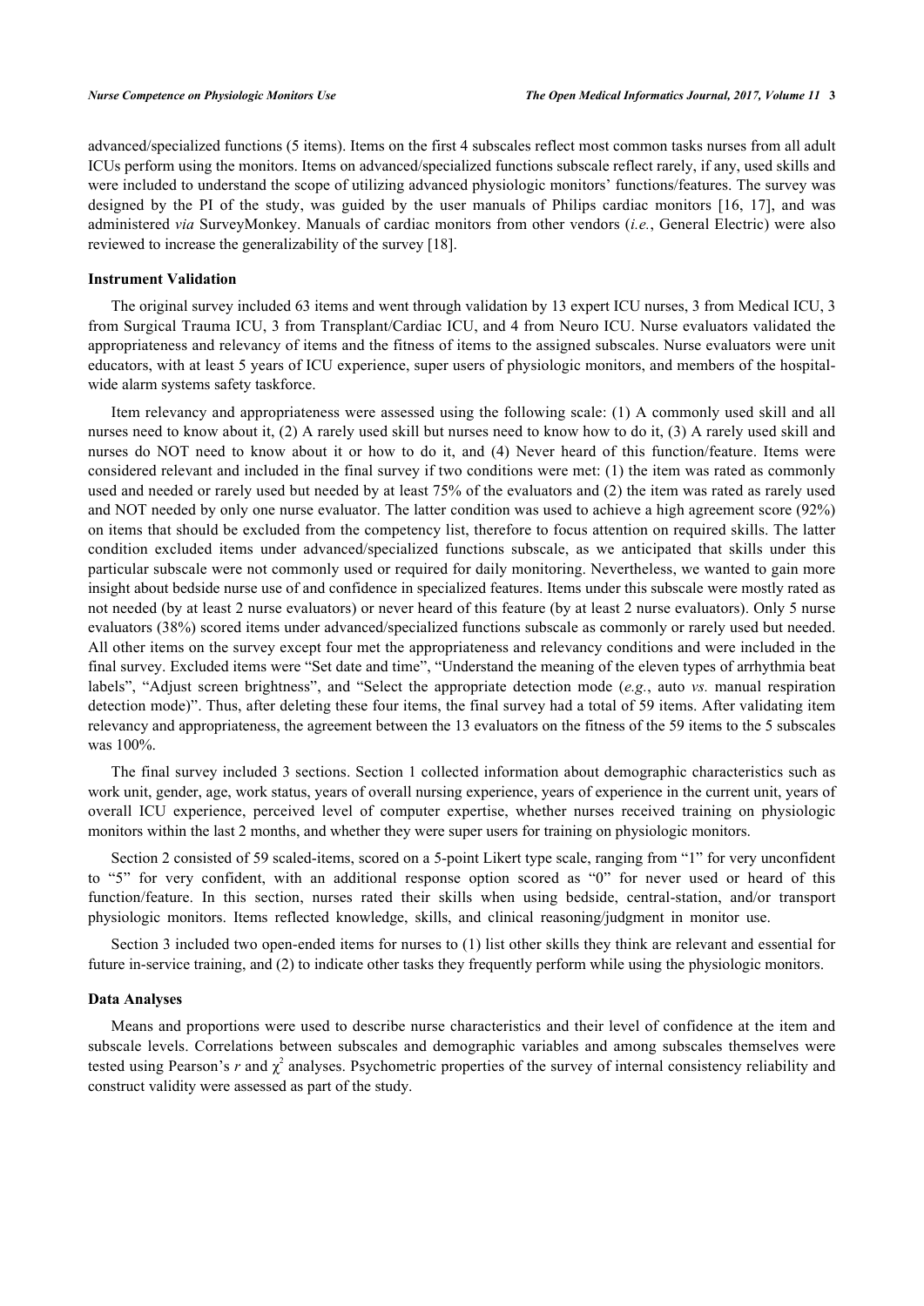advanced/specialized functions (5 items). Items on the first 4 subscales reflect most common tasks nurses from all adult ICUs perform using the monitors. Items on advanced/specialized functions subscale reflect rarely, if any, used skills and were included to understand the scope of utilizing advanced physiologic monitors' functions/features. The survey was designed by the PI of the study, was guided by the user manuals of Philips cardiac monitors [16, 17], and was administered *via* SurveyMonkey. Manuals of cardiac monitors from other vendors (*i.e.*, General Electric) were also reviewed to increase the generalizability of the survey [18].

### Instrument Validation

The original survey included 63 items and went through validation by 13 expert ICU nurses, 3 from Medical ICU, 3 from Surgical Trauma ICU, 3 from Transplant/Cardiac ICU, and 4 from Neuro ICU. Nurse evaluators validated the appropriateness and relevancy of items and the fitness of items to the assigned subscales. Nurse evaluators were unit educators, with at least 5 years of ICU experience, super users of physiologic monitors, and members of the hospital-wide alarm systems safety taskforce.

Item relevancy and appropriateness were assessed using the following scale: (1) A commonly used skill and all nurses need to know about it, (2) A rarely used skill but nurses need to know how to do it, (3) A rarely used skill and nurses do NOT need to know about it or how to do it, and (4) Never heard of this function/feature. Items were considered relevant and included in the final survey if two conditions were met: (1) the item was rated as commonly used and needed or rarely used but needed by at least 75% of the evaluators and (2) the item was rated as rarely used and NOT needed by only one nurse evaluator. The latter condition was used to achieve a high agreement score (92%) on items that should be excluded from the competency list, therefore to focus attention on required skills. The latter condition excluded items under advanced/specialized functions subscale, as we anticipated that skills under this particular subscale were not commonly used or required for daily monitoring. Nevertheless, we wanted to gain more insight about bedside nurse use of and confidence in specialized features. Items under this subscale were mostly rated as not needed (by at least 2 nurse evaluators) or never heard of this feature (by at least 2 nurse evaluators). Only 5 nurse evaluators (38%) scored items under advanced/specialized functions subscale as commonly or rarely used but needed. All other items on the survey except four met the appropriateness and relevancy conditions and were included in the final survey. Excluded items were "Set date and time", "Understand the meaning of the eleven types of arrhythmia beat labels", "Adjust screen brightness", and "Select the appropriate detection mode (*e.g.*, auto *vs.* manual respiration detection mode)". Thus, after deleting these four items, the final survey had a total of 59 items. After validating item relevancy and appropriateness, the agreement between the 13 evaluators on the fitness of the 59 items to the 5 subscales was 100%.

The final survey included 3 sections. Section 1 collected information about demographic characteristics such as work unit, gender, age, work status, years of overall nursing experience, years of experience in the current unit, years of overall ICU experience, perceived level of computer expertise, whether nurses received training on physiologic monitors within the last 2 months, and whether they were super users for training on physiologic monitors.

Section 2 consisted of 59 scaled-items, scored on a 5-point Likert type scale, ranging from "1" for very unconfident to "5" for very confident, with an additional response option scored as "0" for never used or heard of this function/feature. In this section, nurses rated their skills when using bedside, central-station, and/or transport physiologic monitors. Items reflected knowledge, skills, and clinical reasoning/judgment in monitor use.

Section 3 included two open-ended items for nurses to (1) list other skills they think are relevant and essential for future in-service training, and (2) to indicate other tasks they frequently perform while using the physiologic monitors.

### Data Analyses

Means and proportions were used to describe nurse characteristics and their level of confidence at the item and subscale levels. Correlations between subscales and demographic variables and among subscales themselves were tested using Pearson's $r$ and $\chi^2$ analyses. Psychometric properties of the survey of internal consistency reliability and construct validity were assessed as part of the study.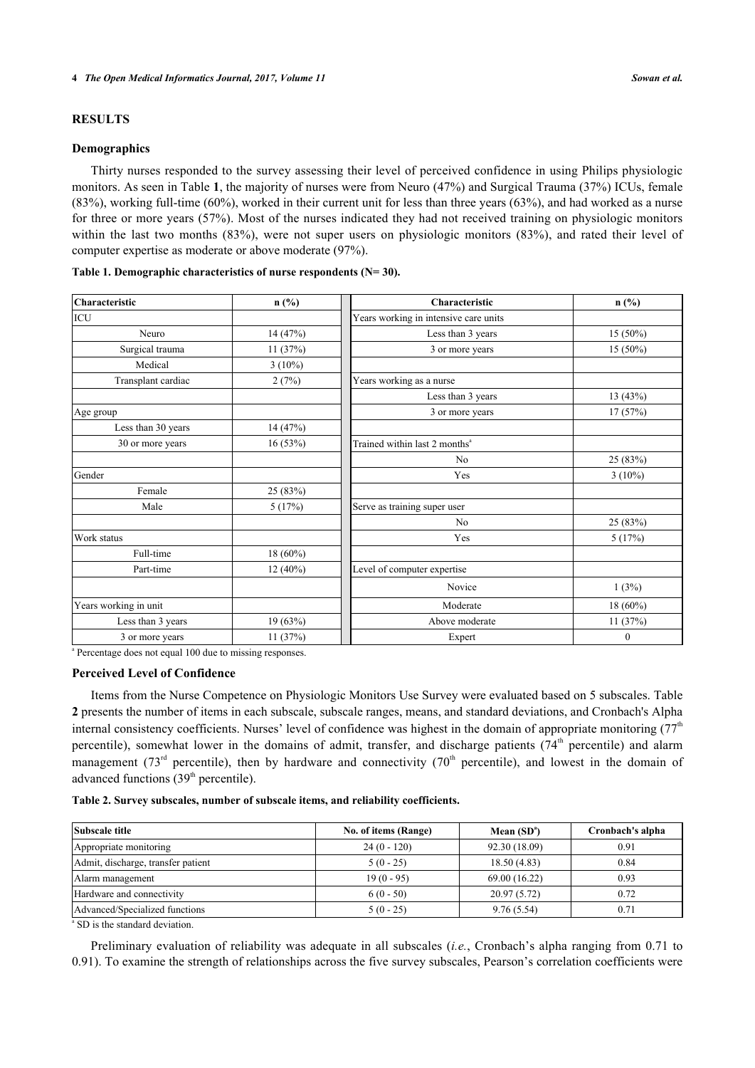## RESULTS

### Demographics

Thirty nurses responded to the survey assessing their level of perceived confidence in using Philips physiologic monitors. As seen in Table **1**, the majority of nurses were from Neuro (47%) and Surgical Trauma (37%) ICUs, female (83%), working full-time (60%), worked in their current unit for less than three years (63%), and had worked as a nurse for three or more years (57%). Most of the nurses indicated they had not received training on physiologic monitors within the last two months (83%), were not super users on physiologic monitors (83%), and rated their level of computer expertise as moderate or above moderate (97%).

**Table 1. Demographic characteristics of nurse respondents (N= 30).**

| Characteristic | n (%) | Characteristic | n (%) |
|---|---|---|---|
| ICU | | Years working in intensive care units | |
| Neuro | 14 (47%) | Less than 3 years | 15 (50%) |
| Surgical trauma | 11 (37%) | 3 or more years | 15 (50%) |
| Medical | 3 (10%) | | |
| Transplant cardiac | 2 (7%) | Years working as a nurse | |
| | | Less than 3 years | 13 (43%) |
| Age group | | 3 or more years | 17 (57%) |
| Less than 30 years | 14 (47%) | | |
| 30 or more years | 16 (53%) | Trained within last 2 months[a] | |
| | | No | 25 (83%) |
| Gender | | Yes | 3 (10%) |
| Female | 25 (83%) | | |
| Male | 5 (17%) | Serve as training super user | |
| | | No | 25 (83%) |
| Work status | | Yes | 5 (17%) |
| Full-time | 18 (60%) | | |
| Part-time | 12 (40%) | Level of computer expertise | |
| | | Novice | 1 (3%) |
| Years working in unit | | Moderate | 18 (60%) |
| Less than 3 years | 19 (63%) | Above moderate | 11 (37%) |
| 3 or more years | 11 (37%) | Expert | 0 |

[a] Percentage does not equal 100 due to missing responses.

### Perceived Level of Confidence

Items from the Nurse Competence on Physiologic Monitors Use Survey were evaluated based on 5 subscales. Table **2** presents the number of items in each subscale, subscale ranges, means, and standard deviations, and Cronbach's Alpha internal consistency coefficients. Nurses' level of confidence was highest in the domain of appropriate monitoring (77th percentile), somewhat lower in the domains of admit, transfer, and discharge patients (74th percentile) and alarm management (73rd percentile), then by hardware and connectivity (70th percentile), and lowest in the domain of advanced functions (39th percentile).

**Table 2. Survey subscales, number of subscale items, and reliability coefficients.**

| Subscale title | No. of items (Range) | Mean (SD[a]) | Cronbach's alpha |
|---|---|---|---|
| Appropriate monitoring | 24 (0 - 120) | 92.30 (18.09) | 0.91 |
| Admit, discharge, transfer patient | 5 (0 - 25) | 18.50 (4.83) | 0.84 |
| Alarm management | 19 (0 - 95) | 69.00 (16.22) | 0.93 |
| Hardware and connectivity | 6 (0 - 50) | 20.97 (5.72) | 0.72 |
| Advanced/Specialized functions | 5 (0 - 25) | 9.76 (5.54) | 0.71 |

[a] SD is the standard deviation.

Preliminary evaluation of reliability was adequate in all subscales (*i.e.*, Cronbach's alpha ranging from 0.71 to 0.91). To examine the strength of relationships across the five survey subscales, Pearson's correlation coefficients were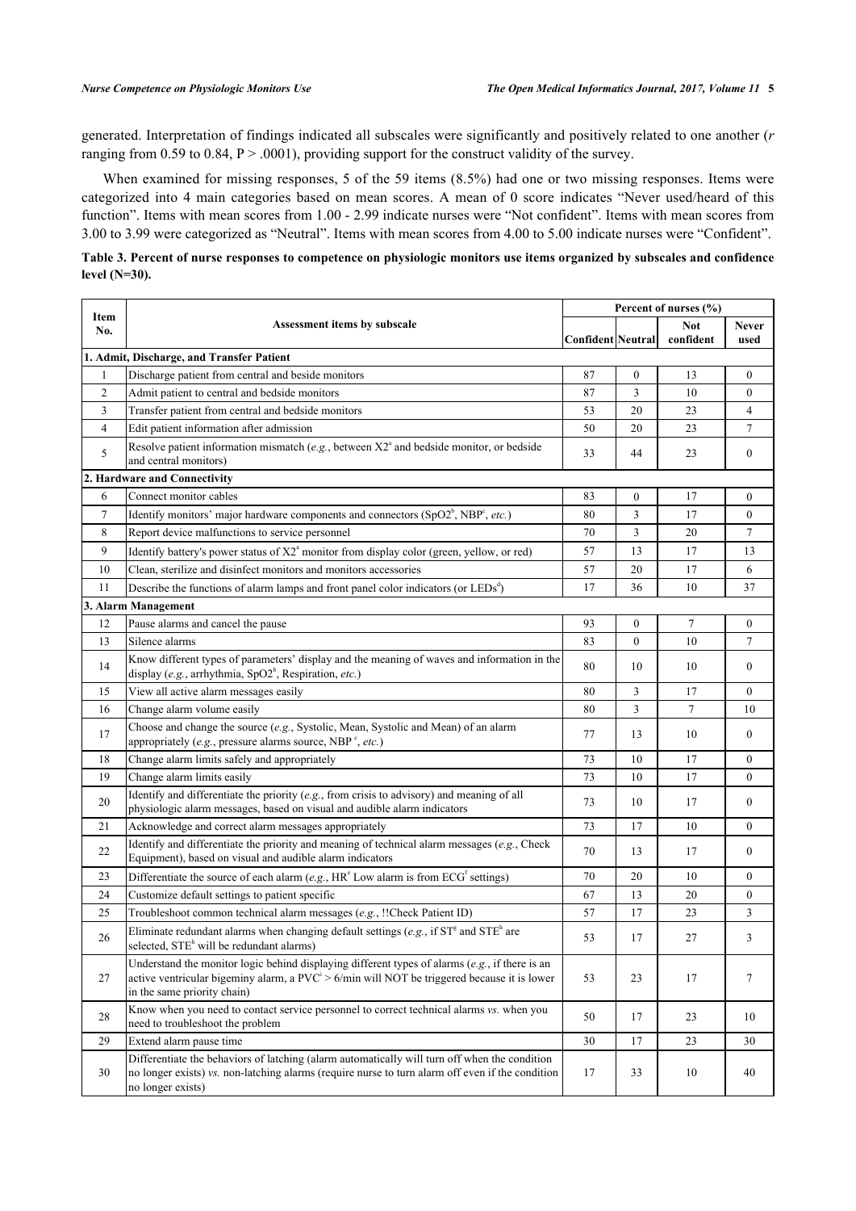generated. Interpretation of findings indicated all subscales were significantly and positively related to one another ($r$ ranging from 0.59 to 0.84, $P > .0001$), providing support for the construct validity of the survey.

When examined for missing responses, 5 of the 59 items (8.5%) had one or two missing responses. Items were categorized into 4 main categories based on mean scores. A mean of 0 score indicates "Never used/heard of this function". Items with mean scores from 1.00 - 2.99 indicate nurses were "Not confident". Items with mean scores from 3.00 to 3.99 were categorized as "Neutral". Items with mean scores from 4.00 to 5.00 indicate nurses were "Confident".

**Table 3. Percent of nurse responses to competence on physiologic monitors use items organized by subscales and confidence level (N=30).**

| Item No. | Assessment items by subscale | Percent of nurses (%) | | | |
|---|---|---|---|---|---|
| | | Confident | Neutral | Not confident | Never used |
| **1. Admit, Discharge, and Transfer Patient** | | | | | |
| 1 | Discharge patient from central and beside monitors | 87 | 0 | 13 | 0 |
| 2 | Admit patient to central and bedside monitors | 87 | 3 | 10 | 0 |
| 3 | Transfer patient from central and bedside monitors | 53 | 20 | 23 | 4 |
| 4 | Edit patient information after admission | 50 | 20 | 23 | 7 |
| 5 | Resolve patient information mismatch (*e.g.*, between X2[a] and bedside monitor, or bedside and central monitors) | 33 | 44 | 23 | 0 |
| **2. Hardware and Connectivity** | | | | | |
| 6 | Connect monitor cables | 83 | 0 | 17 | 0 |
| 7 | Identify monitors' major hardware components and connectors (SpO2[b], NBP[c], *etc.*) | 80 | 3 | 17 | 0 |
| 8 | Report device malfunctions to service personnel | 70 | 3 | 20 | 7 |
| 9 | Identify battery's power status of X2[a] monitor from display color (green, yellow, or red) | 57 | 13 | 17 | 13 |
| 10 | Clean, sterilize and disinfect monitors and monitors accessories | 57 | 20 | 17 | 6 |
| 11 | Describe the functions of alarm lamps and front panel color indicators (or LEDs[d]) | 17 | 36 | 10 | 37 |
| **3. Alarm Management** | | | | | |
| 12 | Pause alarms and cancel the pause | 93 | 0 | 7 | 0 |
| 13 | Silence alarms | 83 | 0 | 10 | 7 |
| 14 | Know different types of parameters' display and the meaning of waves and information in the display (*e.g.*, arrhythmia, SpO2[b], Respiration, *etc.*) | 80 | 10 | 10 | 0 |
| 15 | View all active alarm messages easily | 80 | 3 | 17 | 0 |
| 16 | Change alarm volume easily | 80 | 3 | 7 | 10 |
| 17 | Choose and change the source (*e.g.*, Systolic, Mean, Systolic and Mean) of an alarm appropriately (*e.g.*, pressure alarms source, NBP[c], *etc.*) | 77 | 13 | 10 | 0 |
| 18 | Change alarm limits safely and appropriately | 73 | 10 | 17 | 0 |
| 19 | Change alarm limits easily | 73 | 10 | 17 | 0 |
| 20 | Identify and differentiate the priority (*e.g.*, from crisis to advisory) and meaning of all physiologic alarm messages, based on visual and audible alarm indicators | 73 | 10 | 17 | 0 |
| 21 | Acknowledge and correct alarm messages appropriately | 73 | 17 | 10 | 0 |
| 22 | Identify and differentiate the priority and meaning of technical alarm messages (*e.g.*, Check Equipment), based on visual and audible alarm indicators | 70 | 13 | 17 | 0 |
| 23 | Differentiate the source of each alarm (*e.g.*, HR[e] Low alarm is from ECG[f] settings) | 70 | 20 | 10 | 0 |
| 24 | Customize default settings to patient specific | 67 | 13 | 20 | 0 |
| 25 | Troubleshoot common technical alarm messages (*e.g.*, !!Check Patient ID) | 57 | 17 | 23 | 3 |
| 26 | Eliminate redundant alarms when changing default settings (*e.g.*, if ST[g] and STE[h] are selected, STE[h] will be redundant alarms) | 53 | 17 | 27 | 3 |
| 27 | Understand the monitor logic behind displaying different types of alarms (*e.g.*, if there is an active ventricular bigeminy alarm, a PVC[i] > 6/min will NOT be triggered because it is lower in the same priority chain) | 53 | 23 | 17 | 7 |
| 28 | Know when you need to contact service personnel to correct technical alarms *vs.* when you need to troubleshoot the problem | 50 | 17 | 23 | 10 |
| 29 | Extend alarm pause time | 30 | 17 | 23 | 30 |
| 30 | Differentiate the behaviors of latching (alarm automatically will turn off when the condition no longer exists) *vs.* non-latching alarms (require nurse to turn alarm off even if the condition no longer exists) | 17 | 33 | 10 | 40 |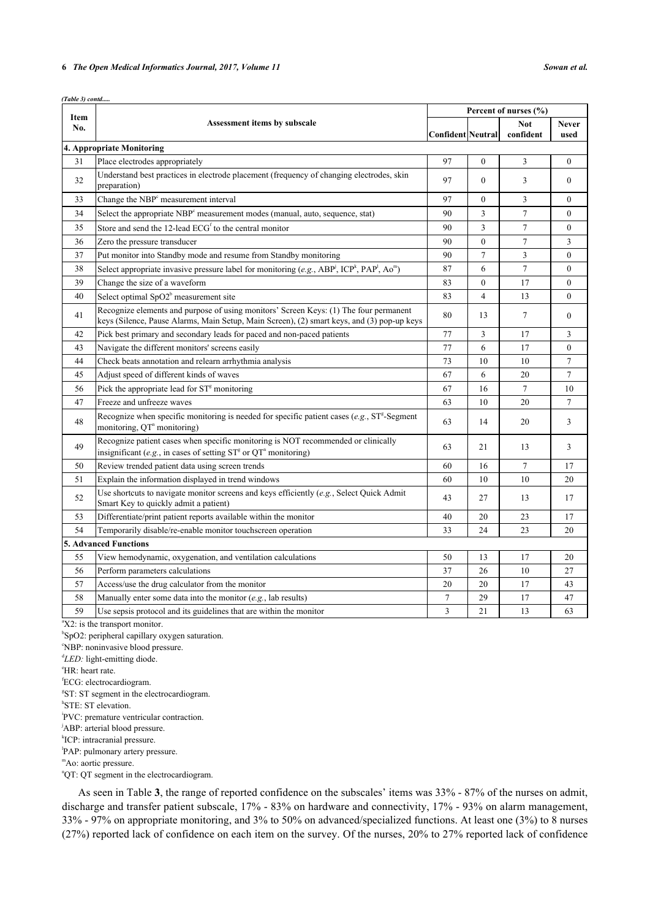*(Table 3) contd.....*

| Item No. | Assessment items by subscale | Percent of nurses (%) | | | |
|---|---|---|---|---|---|
| | | Confident | Neutral | Not confident | Never used |
| **4. Appropriate Monitoring** | | | | | |
| 31 | Place electrodes appropriately | 97 | 0 | 3 | 0 |
| 32 | Understand best practices in electrode placement (frequency of changing electrodes, skin preparation) | 97 | 0 | 3 | 0 |
| 33 | Change the NBP[c] measurement interval | 97 | 0 | 3 | 0 |
| 34 | Select the appropriate NBP[c] measurement modes (manual, auto, sequence, stat) | 90 | 3 | 7 | 0 |
| 35 | Store and send the 12-lead ECG[f] to the central monitor | 90 | 3 | 7 | 0 |
| 36 | Zero the pressure transducer | 90 | 0 | 7 | 3 |
| 37 | Put monitor into Standby mode and resume from Standby monitoring | 90 | 7 | 3 | 0 |
| 38 | Select appropriate invasive pressure label for monitoring (*e.g.*, ABP[j], ICP[k], PAP[l], Ao[m]) | 87 | 6 | 7 | 0 |
| 39 | Change the size of a waveform | 83 | 0 | 17 | 0 |
| 40 | Select optimal SpO2[b] measurement site | 83 | 4 | 13 | 0 |
| 41 | Recognize elements and purpose of using monitors' Screen Keys: (1) The four permanent keys (Silence, Pause Alarms, Main Setup, Main Screen), (2) smart keys, and (3) pop-up keys | 80 | 13 | 7 | 0 |
| 42 | Pick best primary and secondary leads for paced and non-paced patients | 77 | 3 | 17 | 3 |
| 43 | Navigate the different monitors' screens easily | 77 | 6 | 17 | 0 |
| 44 | Check beats annotation and relearn arrhythmia analysis | 73 | 10 | 10 | 7 |
| 45 | Adjust speed of different kinds of waves | 67 | 6 | 20 | 7 |
| 56 | Pick the appropriate lead for ST[g] monitoring | 67 | 16 | 7 | 10 |
| 47 | Freeze and unfreeze waves | 63 | 10 | 20 | 7 |
| 48 | Recognize when specific monitoring is needed for specific patient cases (*e.g.*, ST[g]-Segment monitoring, QT[n] monitoring) | 63 | 14 | 20 | 3 |
| 49 | Recognize patient cases when specific monitoring is NOT recommended or clinically insignificant (*e.g.*, in cases of setting ST[g] or QT[n] monitoring) | 63 | 21 | 13 | 3 |
| 50 | Review trended patient data using screen trends | 60 | 16 | 7 | 17 |
| 51 | Explain the information displayed in trend windows | 60 | 10 | 10 | 20 |
| 52 | Use shortcuts to navigate monitor screens and keys efficiently (*e.g.*, Select Quick Admit Smart Key to quickly admit a patient) | 43 | 27 | 13 | 17 |
| 53 | Differentiate/print patient reports available within the monitor | 40 | 20 | 23 | 17 |
| 54 | Temporarily disable/re-enable monitor touchscreen operation | 33 | 24 | 23 | 20 |
| **5. Advanced Functions** | | | | | |
| 55 | View hemodynamic, oxygenation, and ventilation calculations | 50 | 13 | 17 | 20 |
| 56 | Perform parameters calculations | 37 | 26 | 10 | 27 |
| 57 | Access/use the drug calculator from the monitor | 20 | 20 | 17 | 43 |
| 58 | Manually enter some data into the monitor (*e.g.*, lab results) | 7 | 29 | 17 | 47 |
| 59 | Use sepsis protocol and its guidelines that are within the monitor | 3 | 21 | 13 | 63 |

[a]X2: is the transport monitor.
[b]SpO2: peripheral capillary oxygen saturation.
[c]NBP: noninvasive blood pressure.
[d]*LED:* light-emitting diode.
[e]HR: heart rate.
[f]ECG: electrocardiogram.
[g]ST: ST segment in the electrocardiogram.
[h]STE: ST elevation.
[i]PVC: premature ventricular contraction.
[j]ABP: arterial blood pressure.
[k]ICP: intracranial pressure.
[l]PAP: pulmonary artery pressure.
[m]Ao: aortic pressure.
[n]QT: QT segment in the electrocardiogram.

As seen in Table **3**, the range of reported confidence on the subscales' items was 33% - 87% of the nurses on admit, discharge and transfer patient subscale, 17% - 83% on hardware and connectivity, 17% - 93% on alarm management, 33% - 97% on appropriate monitoring, and 3% to 50% on advanced/specialized functions. At least one (3%) to 8 nurses (27%) reported lack of confidence on each item on the survey. Of the nurses, 20% to 27% reported lack of confidence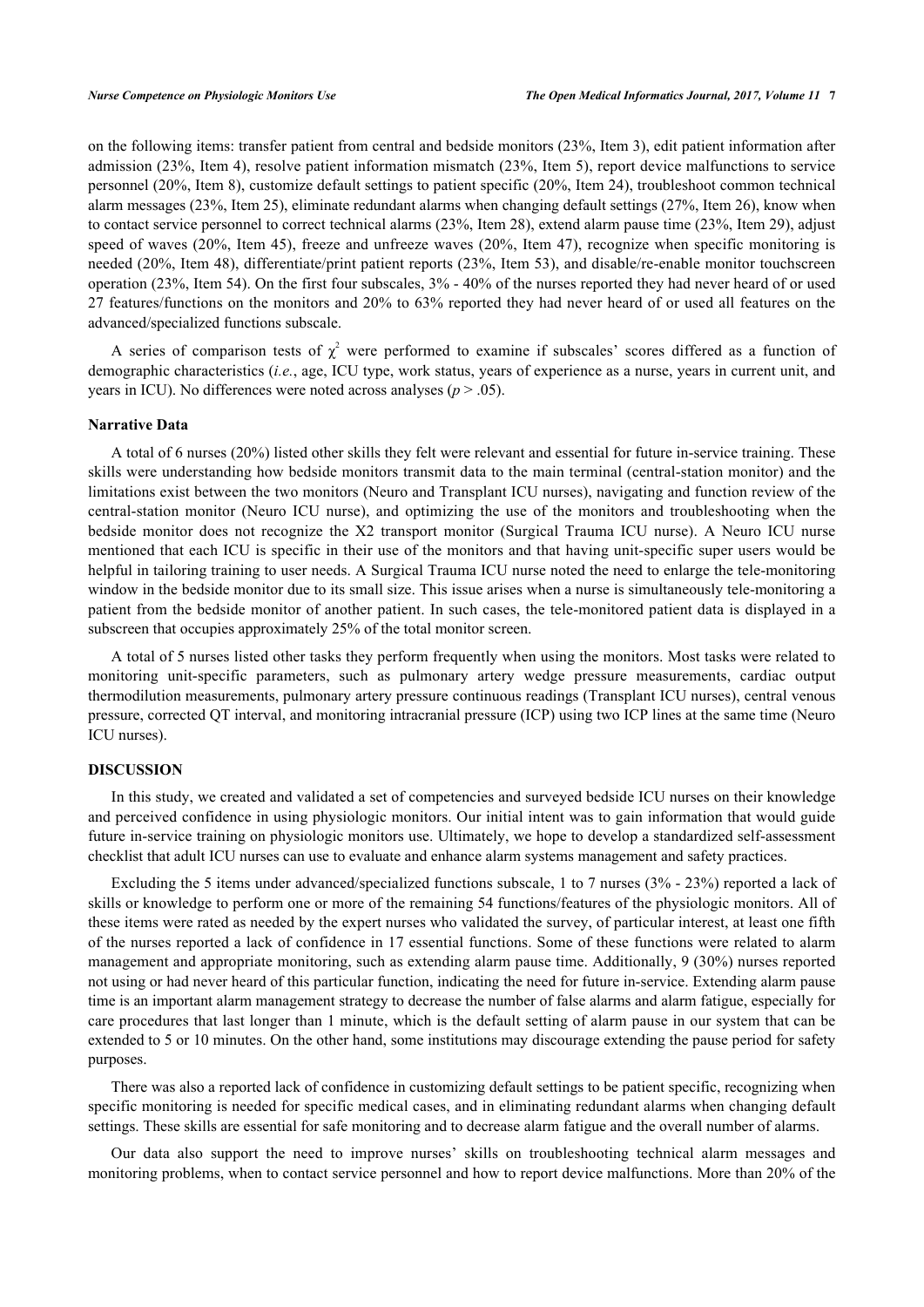on the following items: transfer patient from central and bedside monitors (23%, Item 3), edit patient information after admission (23%, Item 4), resolve patient information mismatch (23%, Item 5), report device malfunctions to service personnel (20%, Item 8), customize default settings to patient specific (20%, Item 24), troubleshoot common technical alarm messages (23%, Item 25), eliminate redundant alarms when changing default settings (27%, Item 26), know when to contact service personnel to correct technical alarms (23%, Item 28), extend alarm pause time (23%, Item 29), adjust speed of waves (20%, Item 45), freeze and unfreeze waves (20%, Item 47), recognize when specific monitoring is needed (20%, Item 48), differentiate/print patient reports (23%, Item 53), and disable/re-enable monitor touchscreen operation (23%, Item 54). On the first four subscales, 3% - 40% of the nurses reported they had never heard of or used 27 features/functions on the monitors and 20% to 63% reported they had never heard of or used all features on the advanced/specialized functions subscale.

A series of comparison tests of $\chi^2$ were performed to examine if subscales' scores differed as a function of demographic characteristics (*i.e.*, age, ICU type, work status, years of experience as a nurse, years in current unit, and years in ICU). No differences were noted across analyses ($p > .05$).

### Narrative Data

A total of 6 nurses (20%) listed other skills they felt were relevant and essential for future in-service training. These skills were understanding how bedside monitors transmit data to the main terminal (central-station monitor) and the limitations exist between the two monitors (Neuro and Transplant ICU nurses), navigating and function review of the central-station monitor (Neuro ICU nurse), and optimizing the use of the monitors and troubleshooting when the bedside monitor does not recognize the X2 transport monitor (Surgical Trauma ICU nurse). A Neuro ICU nurse mentioned that each ICU is specific in their use of the monitors and that having unit-specific super users would be helpful in tailoring training to user needs. A Surgical Trauma ICU nurse noted the need to enlarge the tele-monitoring window in the bedside monitor due to its small size. This issue arises when a nurse is simultaneously tele-monitoring a patient from the bedside monitor of another patient. In such cases, the tele-monitored patient data is displayed in a subscreen that occupies approximately 25% of the total monitor screen.

A total of 5 nurses listed other tasks they perform frequently when using the monitors. Most tasks were related to monitoring unit-specific parameters, such as pulmonary artery wedge pressure measurements, cardiac output thermodilution measurements, pulmonary artery pressure continuous readings (Transplant ICU nurses), central venous pressure, corrected QT interval, and monitoring intracranial pressure (ICP) using two ICP lines at the same time (Neuro ICU nurses).

## DISCUSSION

In this study, we created and validated a set of competencies and surveyed bedside ICU nurses on their knowledge and perceived confidence in using physiologic monitors. Our initial intent was to gain information that would guide future in-service training on physiologic monitors use. Ultimately, we hope to develop a standardized self-assessment checklist that adult ICU nurses can use to evaluate and enhance alarm systems management and safety practices.

Excluding the 5 items under advanced/specialized functions subscale, 1 to 7 nurses (3% - 23%) reported a lack of skills or knowledge to perform one or more of the remaining 54 functions/features of the physiologic monitors. All of these items were rated as needed by the expert nurses who validated the survey, of particular interest, at least one fifth of the nurses reported a lack of confidence in 17 essential functions. Some of these functions were related to alarm management and appropriate monitoring, such as extending alarm pause time. Additionally, 9 (30%) nurses reported not using or had never heard of this particular function, indicating the need for future in-service. Extending alarm pause time is an important alarm management strategy to decrease the number of false alarms and alarm fatigue, especially for care procedures that last longer than 1 minute, which is the default setting of alarm pause in our system that can be extended to 5 or 10 minutes. On the other hand, some institutions may discourage extending the pause period for safety purposes.

There was also a reported lack of confidence in customizing default settings to be patient specific, recognizing when specific monitoring is needed for specific medical cases, and in eliminating redundant alarms when changing default settings. These skills are essential for safe monitoring and to decrease alarm fatigue and the overall number of alarms.

Our data also support the need to improve nurses' skills on troubleshooting technical alarm messages and monitoring problems, when to contact service personnel and how to report device malfunctions. More than 20% of the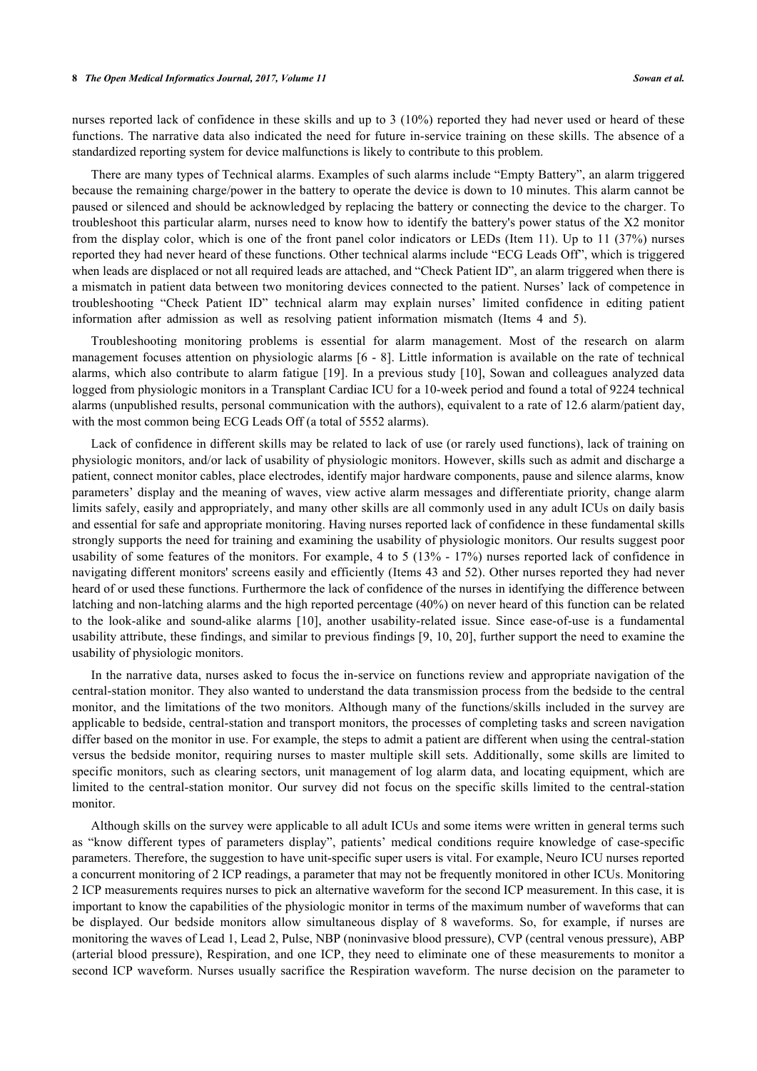nurses reported lack of confidence in these skills and up to 3 (10%) reported they had never used or heard of these functions. The narrative data also indicated the need for future in-service training on these skills. The absence of a standardized reporting system for device malfunctions is likely to contribute to this problem.

There are many types of Technical alarms. Examples of such alarms include "Empty Battery", an alarm triggered because the remaining charge/power in the battery to operate the device is down to 10 minutes. This alarm cannot be paused or silenced and should be acknowledged by replacing the battery or connecting the device to the charger. To troubleshoot this particular alarm, nurses need to know how to identify the battery's power status of the X2 monitor from the display color, which is one of the front panel color indicators or LEDs (Item 11). Up to 11 (37%) nurses reported they had never heard of these functions. Other technical alarms include "ECG Leads Off", which is triggered when leads are displaced or not all required leads are attached, and "Check Patient ID", an alarm triggered when there is a mismatch in patient data between two monitoring devices connected to the patient. Nurses' lack of competence in troubleshooting "Check Patient ID" technical alarm may explain nurses' limited confidence in editing patient information after admission as well as resolving patient information mismatch (Items 4 and 5).

Troubleshooting monitoring problems is essential for alarm management. Most of the research on alarm management focuses attention on physiologic alarms [6 - 8]. Little information is available on the rate of technical alarms, which also contribute to alarm fatigue [19]. In a previous study [10], Sowan and colleagues analyzed data logged from physiologic monitors in a Transplant Cardiac ICU for a 10-week period and found a total of 9224 technical alarms (unpublished results, personal communication with the authors), equivalent to a rate of 12.6 alarm/patient day, with the most common being ECG Leads Off (a total of 5552 alarms).

Lack of confidence in different skills may be related to lack of use (or rarely used functions), lack of training on physiologic monitors, and/or lack of usability of physiologic monitors. However, skills such as admit and discharge a patient, connect monitor cables, place electrodes, identify major hardware components, pause and silence alarms, know parameters' display and the meaning of waves, view active alarm messages and differentiate priority, change alarm limits safely, easily and appropriately, and many other skills are all commonly used in any adult ICUs on daily basis and essential for safe and appropriate monitoring. Having nurses reported lack of confidence in these fundamental skills strongly supports the need for training and examining the usability of physiologic monitors. Our results suggest poor usability of some features of the monitors. For example, 4 to 5 (13% - 17%) nurses reported lack of confidence in navigating different monitors' screens easily and efficiently (Items 43 and 52). Other nurses reported they had never heard of or used these functions. Furthermore the lack of confidence of the nurses in identifying the difference between latching and non-latching alarms and the high reported percentage (40%) on never heard of this function can be related to the look-alike and sound-alike alarms [10], another usability-related issue. Since ease-of-use is a fundamental usability attribute, these findings, and similar to previous findings [9, 10, 20], further support the need to examine the usability of physiologic monitors.

In the narrative data, nurses asked to focus the in-service on functions review and appropriate navigation of the central-station monitor. They also wanted to understand the data transmission process from the bedside to the central monitor, and the limitations of the two monitors. Although many of the functions/skills included in the survey are applicable to bedside, central-station and transport monitors, the processes of completing tasks and screen navigation differ based on the monitor in use. For example, the steps to admit a patient are different when using the central-station versus the bedside monitor, requiring nurses to master multiple skill sets. Additionally, some skills are limited to specific monitors, such as clearing sectors, unit management of log alarm data, and locating equipment, which are limited to the central-station monitor. Our survey did not focus on the specific skills limited to the central-station monitor.

Although skills on the survey were applicable to all adult ICUs and some items were written in general terms such as "know different types of parameters display", patients' medical conditions require knowledge of case-specific parameters. Therefore, the suggestion to have unit-specific super users is vital. For example, Neuro ICU nurses reported a concurrent monitoring of 2 ICP readings, a parameter that may not be frequently monitored in other ICUs. Monitoring 2 ICP measurements requires nurses to pick an alternative waveform for the second ICP measurement. In this case, it is important to know the capabilities of the physiologic monitor in terms of the maximum number of waveforms that can be displayed. Our bedside monitors allow simultaneous display of 8 waveforms. So, for example, if nurses are monitoring the waves of Lead 1, Lead 2, Pulse, NBP (noninvasive blood pressure), CVP (central venous pressure), ABP (arterial blood pressure), Respiration, and one ICP, they need to eliminate one of these measurements to monitor a second ICP waveform. Nurses usually sacrifice the Respiration waveform. The nurse decision on the parameter to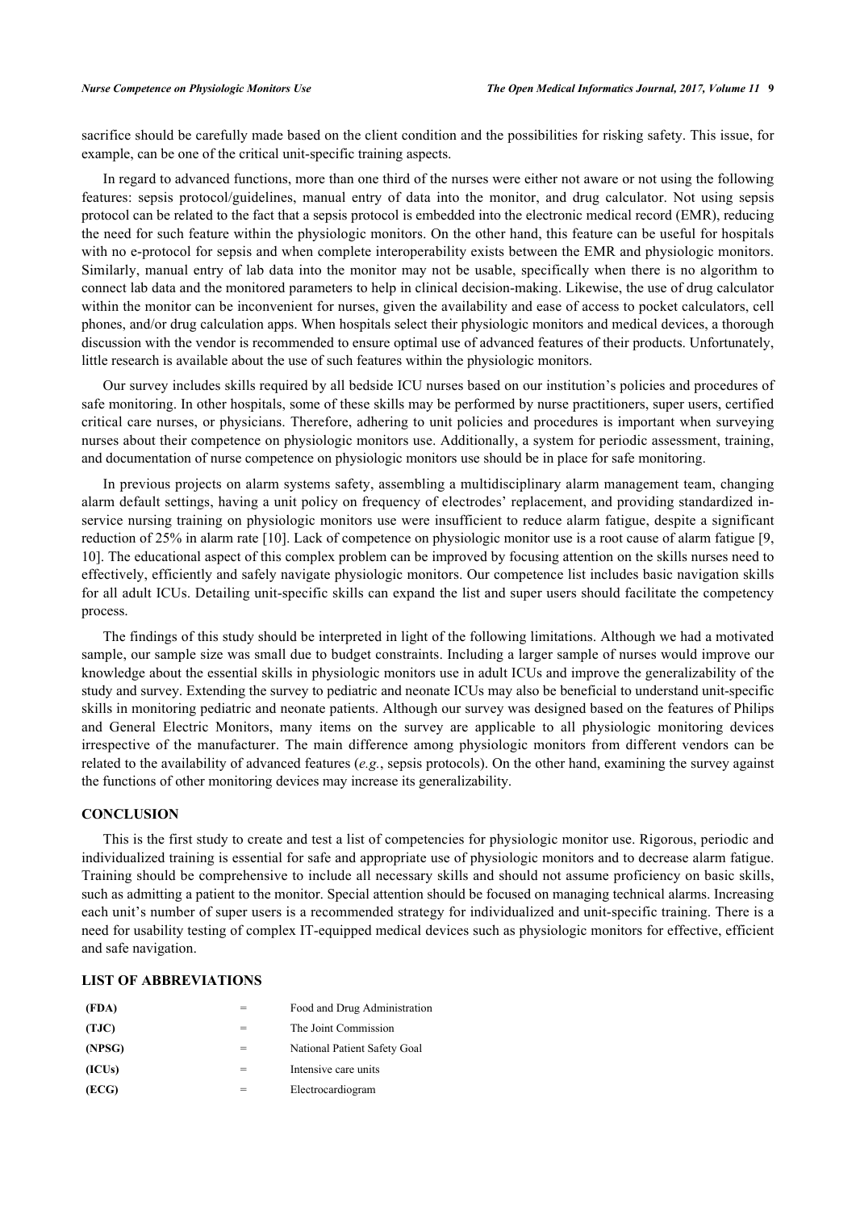sacrifice should be carefully made based on the client condition and the possibilities for risking safety. This issue, for example, can be one of the critical unit-specific training aspects.

In regard to advanced functions, more than one third of the nurses were either not aware or not using the following features: sepsis protocol/guidelines, manual entry of data into the monitor, and drug calculator. Not using sepsis protocol can be related to the fact that a sepsis protocol is embedded into the electronic medical record (EMR), reducing the need for such feature within the physiologic monitors. On the other hand, this feature can be useful for hospitals with no e-protocol for sepsis and when complete interoperability exists between the EMR and physiologic monitors. Similarly, manual entry of lab data into the monitor may not be usable, specifically when there is no algorithm to connect lab data and the monitored parameters to help in clinical decision-making. Likewise, the use of drug calculator within the monitor can be inconvenient for nurses, given the availability and ease of access to pocket calculators, cell phones, and/or drug calculation apps. When hospitals select their physiologic monitors and medical devices, a thorough discussion with the vendor is recommended to ensure optimal use of advanced features of their products. Unfortunately, little research is available about the use of such features within the physiologic monitors.

Our survey includes skills required by all bedside ICU nurses based on our institution's policies and procedures of safe monitoring. In other hospitals, some of these skills may be performed by nurse practitioners, super users, certified critical care nurses, or physicians. Therefore, adhering to unit policies and procedures is important when surveying nurses about their competence on physiologic monitors use. Additionally, a system for periodic assessment, training, and documentation of nurse competence on physiologic monitors use should be in place for safe monitoring.

In previous projects on alarm systems safety, assembling a multidisciplinary alarm management team, changing alarm default settings, having a unit policy on frequency of electrodes' replacement, and providing standardized in-service nursing training on physiologic monitors use were insufficient to reduce alarm fatigue, despite a significant reduction of 25% in alarm rate [10]. Lack of competence on physiologic monitor use is a root cause of alarm fatigue [9, 10]. The educational aspect of this complex problem can be improved by focusing attention on the skills nurses need to effectively, efficiently and safely navigate physiologic monitors. Our competence list includes basic navigation skills for all adult ICUs. Detailing unit-specific skills can expand the list and super users should facilitate the competency process.

The findings of this study should be interpreted in light of the following limitations. Although we had a motivated sample, our sample size was small due to budget constraints. Including a larger sample of nurses would improve our knowledge about the essential skills in physiologic monitors use in adult ICUs and improve the generalizability of the study and survey. Extending the survey to pediatric and neonate ICUs may also be beneficial to understand unit-specific skills in monitoring pediatric and neonate patients. Although our survey was designed based on the features of Philips and General Electric Monitors, many items on the survey are applicable to all physiologic monitoring devices irrespective of the manufacturer. The main difference among physiologic monitors from different vendors can be related to the availability of advanced features (*e.g.*, sepsis protocols). On the other hand, examining the survey against the functions of other monitoring devices may increase its generalizability.

## CONCLUSION

This is the first study to create and test a list of competencies for physiologic monitor use. Rigorous, periodic and individualized training is essential for safe and appropriate use of physiologic monitors and to decrease alarm fatigue. Training should be comprehensive to include all necessary skills and should not assume proficiency on basic skills, such as admitting a patient to the monitor. Special attention should be focused on managing technical alarms. Increasing each unit's number of super users is a recommended strategy for individualized and unit-specific training. There is a need for usability testing of complex IT-equipped medical devices such as physiologic monitors for effective, efficient and safe navigation.

## LIST OF ABBREVIATIONS

| | | |
|---|---|---|
| (FDA) | = | Food and Drug Administration |
| (TJC) | = | The Joint Commission |
| (NPSG) | = | National Patient Safety Goal |
| (ICUs) | = | Intensive care units |
| (ECG) | = | Electrocardiogram |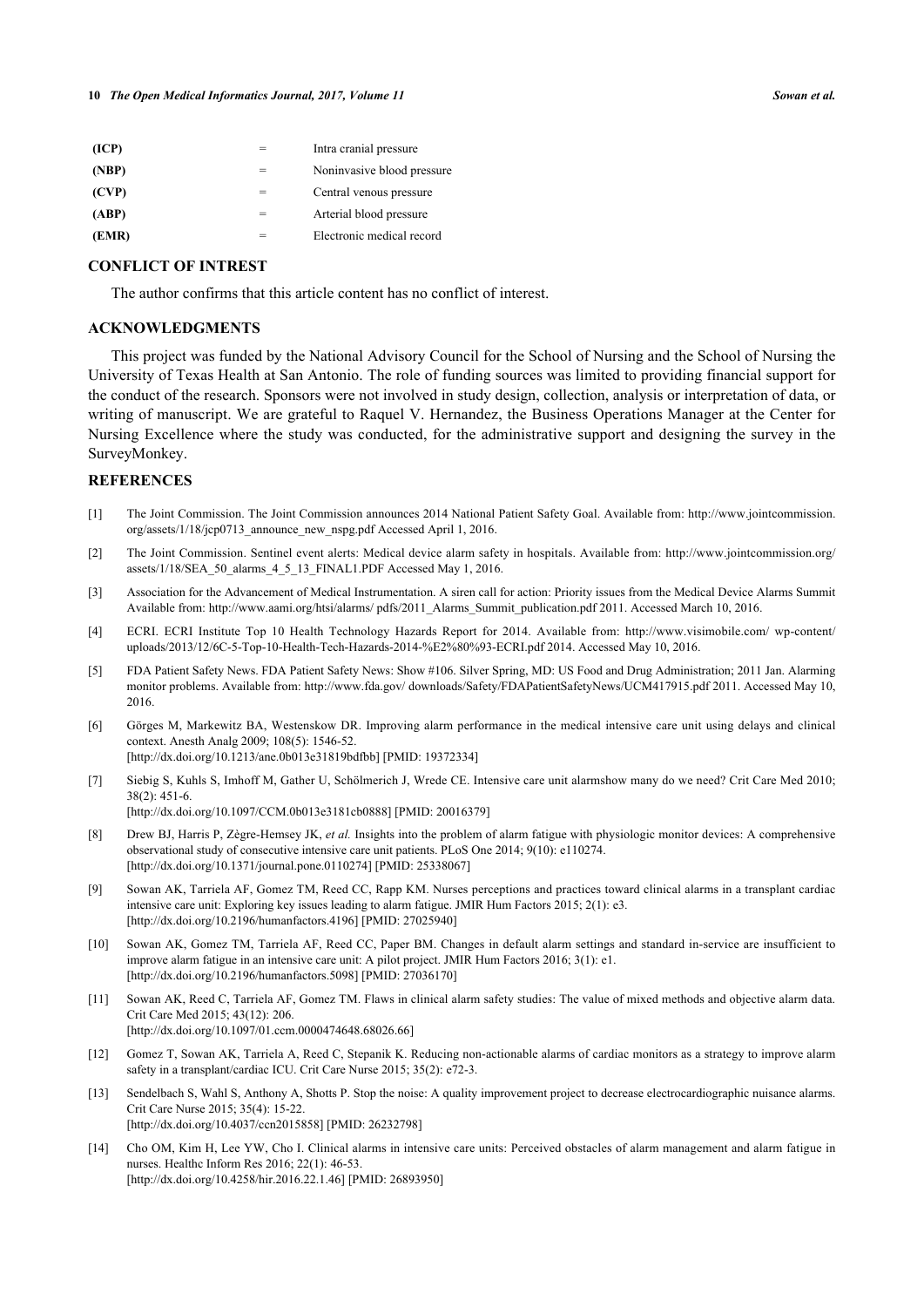| | | |
|---|---|---|
| **(ICP)** | = | Intra cranial pressure |
| **(NBP)** | = | Noninvasive blood pressure |
| **(CVP)** | = | Central venous pressure |
| **(ABP)** | = | Arterial blood pressure |
| **(EMR)** | = | Electronic medical record |

## CONFLICT OF INTREST

The author confirms that this article content has no conflict of interest.

## ACKNOWLEDGMENTS

This project was funded by the National Advisory Council for the School of Nursing and the School of Nursing the University of Texas Health at San Antonio. The role of funding sources was limited to providing financial support for the conduct of the research. Sponsors were not involved in study design, collection, analysis or interpretation of data, or writing of manuscript. We are grateful to Raquel V. Hernandez, the Business Operations Manager at the Center for Nursing Excellence where the study was conducted, for the administrative support and designing the survey in the SurveyMonkey.

## REFERENCES

[1] The Joint Commission. The Joint Commission announces 2014 National Patient Safety Goal. Available from: http://www.jointcommission.org/assets/1/18/jcp0713_announce_new_nspg.pdf Accessed April 1, 2016.

[2] The Joint Commission. Sentinel event alerts: Medical device alarm safety in hospitals. Available from: http://www.jointcommission.org/assets/1/18/SEA_50_alarms_4_5_13_FINAL1.PDF Accessed May 1, 2016.

[3] Association for the Advancement of Medical Instrumentation. A siren call for action: Priority issues from the Medical Device Alarms Summit Available from: http://www.aami.org/htsi/alarms/ pdfs/2011_Alarms_Summit_publication.pdf 2011. Accessed March 10, 2016.

[4] ECRI. ECRI Institute Top 10 Health Technology Hazards Report for 2014. Available from: http://www.visimobile.com/ wp-content/uploads/2013/12/6C-5-Top-10-Health-Tech-Hazards-2014-%E2%80%93-ECRI.pdf 2014. Accessed May 10, 2016.

[5] FDA Patient Safety News. FDA Patient Safety News: Show #106. Silver Spring, MD: US Food and Drug Administration; 2011 Jan. Alarming monitor problems. Available from: http://www.fda.gov/ downloads/Safety/FDAPatientSafetyNews/UCM417915.pdf 2011. Accessed May 10, 2016.

[6] Görges M, Markewitz BA, Westenskow DR. Improving alarm performance in the medical intensive care unit using delays and clinical context. Anesth Analg 2009; 108(5): 1546-52.
[http://dx.doi.org/10.1213/ane.0b013e31819bdfbb] [PMID: 19372334]

[7] Siebig S, Kuhls S, Imhoff M, Gather U, Schölmerich J, Wrede CE. Intensive care unit alarmshow many do we need? Crit Care Med 2010; 38(2): 451-6.
[http://dx.doi.org/10.1097/CCM.0b013e3181cb0888] [PMID: 20016379]

[8] Drew BJ, Harris P, Zègre-Hemsey JK, *et al.* Insights into the problem of alarm fatigue with physiologic monitor devices: A comprehensive observational study of consecutive intensive care unit patients. PLoS One 2014; 9(10): e110274.
[http://dx.doi.org/10.1371/journal.pone.0110274] [PMID: 25338067]

[9] Sowan AK, Tarriela AF, Gomez TM, Reed CC, Rapp KM. Nurses perceptions and practices toward clinical alarms in a transplant cardiac intensive care unit: Exploring key issues leading to alarm fatigue. JMIR Hum Factors 2015; 2(1): e3.
[http://dx.doi.org/10.2196/humanfactors.4196] [PMID: 27025940]

[10] Sowan AK, Gomez TM, Tarriela AF, Reed CC, Paper BM. Changes in default alarm settings and standard in-service are insufficient to improve alarm fatigue in an intensive care unit: A pilot project. JMIR Hum Factors 2016; 3(1): e1.
[http://dx.doi.org/10.2196/humanfactors.5098] [PMID: 27036170]

[11] Sowan AK, Reed C, Tarriela AF, Gomez TM. Flaws in clinical alarm safety studies: The value of mixed methods and objective alarm data. Crit Care Med 2015; 43(12): 206.
[http://dx.doi.org/10.1097/01.ccm.0000474648.68026.66]

[12] Gomez T, Sowan AK, Tarriela A, Reed C, Stepanik K. Reducing non-actionable alarms of cardiac monitors as a strategy to improve alarm safety in a transplant/cardiac ICU. Crit Care Nurse 2015; 35(2): e72-3.

[13] Sendelbach S, Wahl S, Anthony A, Shotts P. Stop the noise: A quality improvement project to decrease electrocardiographic nuisance alarms. Crit Care Nurse 2015; 35(4): 15-22.
[http://dx.doi.org/10.4037/ccn2015858] [PMID: 26232798]

[14] Cho OM, Kim H, Lee YW, Cho I. Clinical alarms in intensive care units: Perceived obstacles of alarm management and alarm fatigue in nurses. Healthc Inform Res 2016; 22(1): 46-53.
[http://dx.doi.org/10.4258/hir.2016.22.1.46] [PMID: 26893950]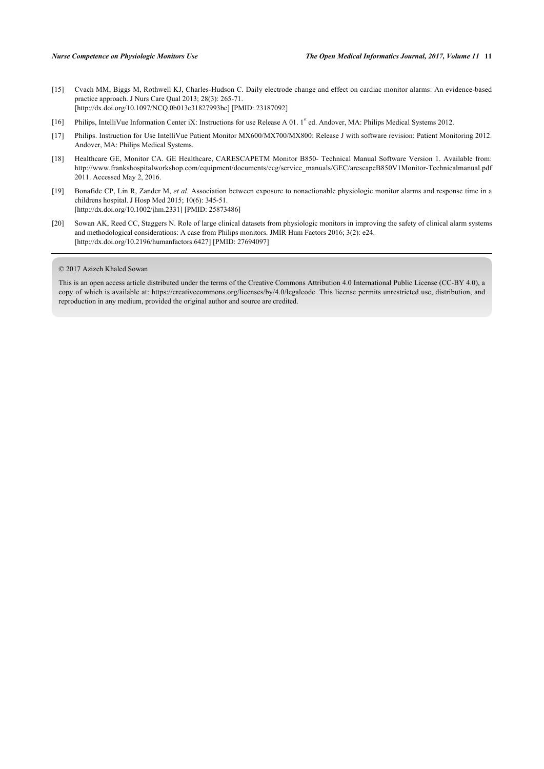[15] Cvach MM, Biggs M, Rothwell KJ, Charles-Hudson C. Daily electrode change and effect on cardiac monitor alarms: An evidence-based practice approach. J Nurs Care Qual 2013; 28(3): 265-71. [http://dx.doi.org/10.1097/NCQ.0b013e31827993bc] [PMID: 23187092]

[16] Philips, IntelliVue Information Center iX: Instructions for use Release A 01. 1st ed. Andover, MA: Philips Medical Systems 2012.

[17] Philips. Instruction for Use IntelliVue Patient Monitor MX600/MX700/MX800: Release J with software revision: Patient Monitoring 2012. Andover, MA: Philips Medical Systems.

[18] Healthcare GE, Monitor CA. GE Healthcare, CARESCAPETM Monitor B850- Technical Manual Software Version 1. Available from: http://www.frankshospitalworkshop.com/equipment/documents/ecg/service_manuals/GEC/arescapeB850V1Monitor-Technicalmanual.pdf 2011. Accessed May 2, 2016.

[19] Bonafide CP, Lin R, Zander M, *et al.* Association between exposure to nonactionable physiologic monitor alarms and response time in a childrens hospital. J Hosp Med 2015; 10(6): 345-51. [http://dx.doi.org/10.1002/jhm.2331] [PMID: 25873486]

[20] Sowan AK, Reed CC, Staggers N. Role of large clinical datasets from physiologic monitors in improving the safety of clinical alarm systems and methodological considerations: A case from Philips monitors. JMIR Hum Factors 2016; 3(2): e24. [http://dx.doi.org/10.2196/humanfactors.6427] [PMID: 27694097]

---

© 2017 Azizeh Khaled Sowan

This is an open access article distributed under the terms of the Creative Commons Attribution 4.0 International Public License (CC-BY 4.0), a copy of which is available at: https://creativecommons.org/licenses/by/4.0/legalcode. This license permits unrestricted use, distribution, and reproduction in any medium, provided the original author and source are credited.